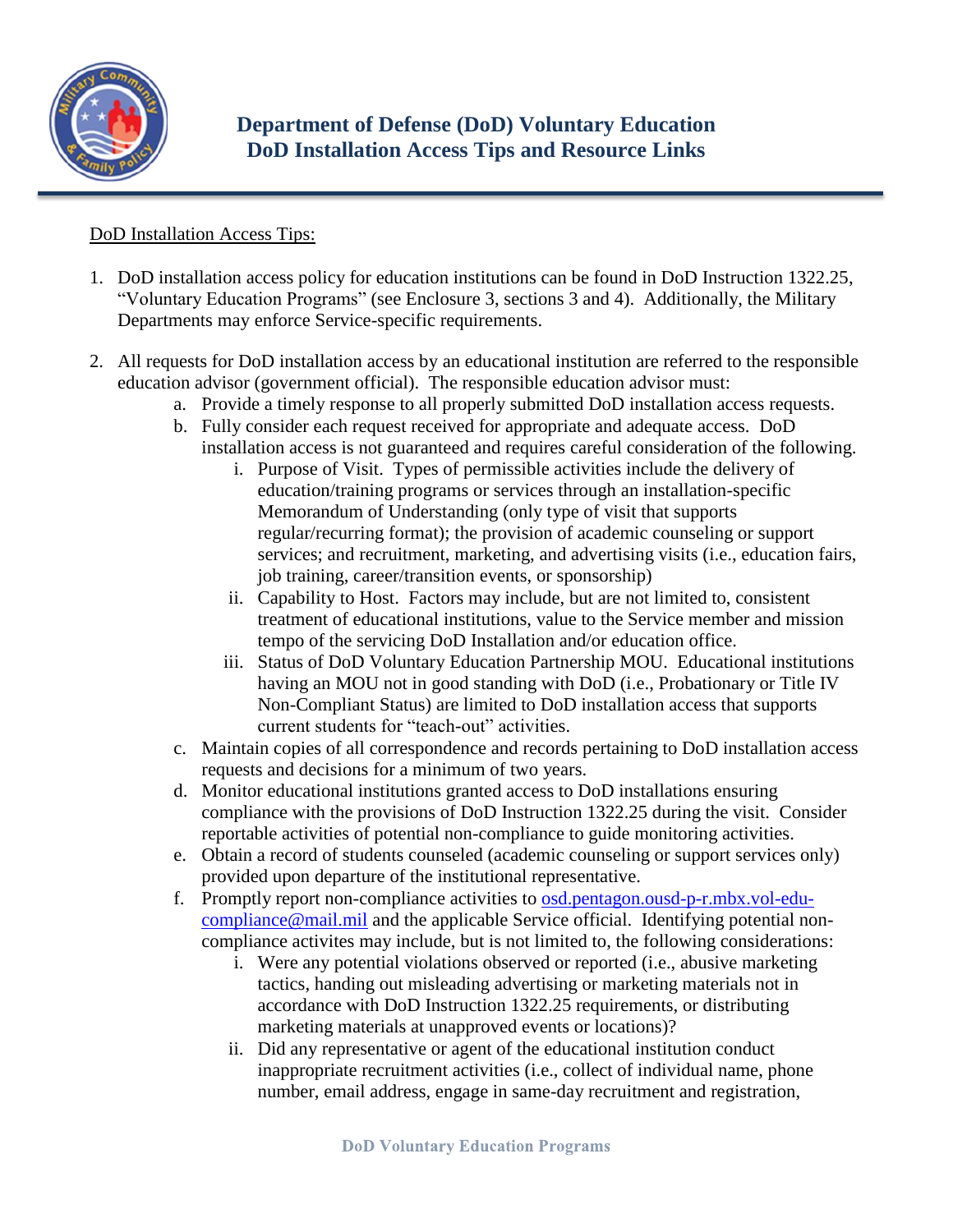# Department of Defense (DoD) Voluntary Education
# DoD Installation Access Tips and Resource Links

DoD Installation Access Tips:

1. DoD installation access policy for education institutions can be found in DoD Instruction 1322.25, "Voluntary Education Programs" (see Enclosure 3, sections 3 and 4). Additionally, the Military Departments may enforce Service-specific requirements.

2. All requests for DoD installation access by an educational institution are referred to the responsible education advisor (government official). The responsible education advisor must:
   a. Provide a timely response to all properly submitted DoD installation access requests.
   b. Fully consider each request received for appropriate and adequate access. DoD installation access is not guaranteed and requires careful consideration of the following.
      i. Purpose of Visit. Types of permissible activities include the delivery of education/training programs or services through an installation-specific Memorandum of Understanding (only type of visit that supports regular/recurring format); the provision of academic counseling or support services; and recruitment, marketing, and advertising visits (i.e., education fairs, job training, career/transition events, or sponsorship)
      ii. Capability to Host. Factors may include, but are not limited to, consistent treatment of educational institutions, value to the Service member and mission tempo of the servicing DoD Installation and/or education office.
      iii. Status of DoD Voluntary Education Partnership MOU. Educational institutions having an MOU not in good standing with DoD (i.e., Probationary or Title IV Non-Compliant Status) are limited to DoD installation access that supports current students for "teach-out" activities.
   c. Maintain copies of all correspondence and records pertaining to DoD installation access requests and decisions for a minimum of two years.
   d. Monitor educational institutions granted access to DoD installations ensuring compliance with the provisions of DoD Instruction 1322.25 during the visit. Consider reportable activities of potential non-compliance to guide monitoring activities.
   e. Obtain a record of students counseled (academic counseling or support services only) provided upon departure of the institutional representative.
   f. Promptly report non-compliance activities to osd.pentagon.ousd-p-r.mbx.vol-edu-compliance@mail.mil and the applicable Service official. Identifying potential non-compliance activites may include, but is not limited to, the following considerations:
      i. Were any potential violations observed or reported (i.e., abusive marketing tactics, handing out misleading advertising or marketing materials not in accordance with DoD Instruction 1322.25 requirements, or distributing marketing materials at unapproved events or locations)?
      ii. Did any representative or agent of the educational institution conduct inappropriate recruitment activities (i.e., collect of individual name, phone number, email address, engage in same-day recruitment and registration,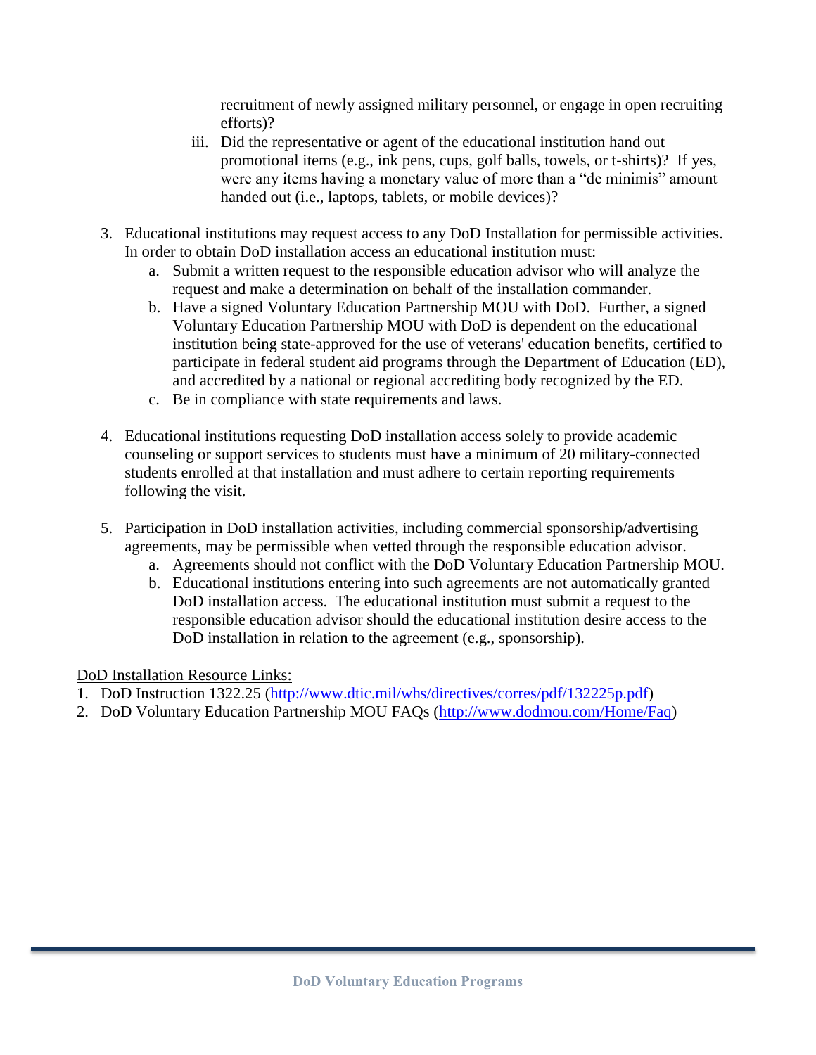recruitment of newly assigned military personnel, or engage in open recruiting efforts)?

   iii. Did the representative or agent of the educational institution hand out promotional items (e.g., ink pens, cups, golf balls, towels, or t-shirts)? If yes, were any items having a monetary value of more than a "de minimis" amount handed out (i.e., laptops, tablets, or mobile devices)?

3. Educational institutions may request access to any DoD Installation for permissible activities. In order to obtain DoD installation access an educational institution must:
   a. Submit a written request to the responsible education advisor who will analyze the request and make a determination on behalf of the installation commander.
   b. Have a signed Voluntary Education Partnership MOU with DoD. Further, a signed Voluntary Education Partnership MOU with DoD is dependent on the educational institution being state-approved for the use of veterans' education benefits, certified to participate in federal student aid programs through the Department of Education (ED), and accredited by a national or regional accrediting body recognized by the ED.
   c. Be in compliance with state requirements and laws.

4. Educational institutions requesting DoD installation access solely to provide academic counseling or support services to students must have a minimum of 20 military-connected students enrolled at that installation and must adhere to certain reporting requirements following the visit.

5. Participation in DoD installation activities, including commercial sponsorship/advertising agreements, may be permissible when vetted through the responsible education advisor.
   a. Agreements should not conflict with the DoD Voluntary Education Partnership MOU.
   b. Educational institutions entering into such agreements are not automatically granted DoD installation access. The educational institution must submit a request to the responsible education advisor should the educational institution desire access to the DoD installation in relation to the agreement (e.g., sponsorship).

<u>DoD Installation Resource Links:</u>

1. DoD Instruction 1322.25 (http://www.dtic.mil/whs/directives/corres/pdf/132225p.pdf)
2. DoD Voluntary Education Partnership MOU FAQs (http://www.dodmou.com/Home/Faq)